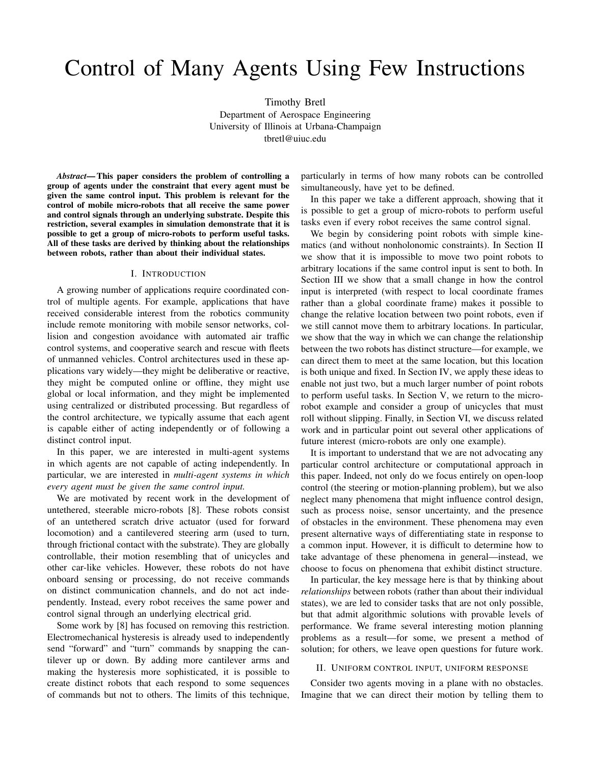# Control of Many Agents Using Few Instructions

Timothy Bretl
Department of Aerospace Engineering
University of Illinois at Urbana-Champaign
tbretl@uiuc.edu

***Abstract*— This paper considers the problem of controlling a group of agents under the constraint that every agent must be given the same control input. This problem is relevant for the control of mobile micro-robots that all receive the same power and control signals through an underlying substrate. Despite this restriction, several examples in simulation demonstrate that it is possible to get a group of micro-robots to perform useful tasks. All of these tasks are derived by thinking about the relationships between robots, rather than about their individual states.**

## I. Introduction

A growing number of applications require coordinated control of multiple agents. For example, applications that have received considerable interest from the robotics community include remote monitoring with mobile sensor networks, collision and congestion avoidance with automated air traffic control systems, and cooperative search and rescue with fleets of unmanned vehicles. Control architectures used in these applications vary widely—they might be deliberative or reactive, they might be computed online or offline, they might use global or local information, and they might be implemented using centralized or distributed processing. But regardless of the control architecture, we typically assume that each agent is capable either of acting independently or of following a distinct control input.

In this paper, we are interested in multi-agent systems in which agents are not capable of acting independently. In particular, we are interested in *multi-agent systems in which every agent must be given the same control input.*

We are motivated by recent work in the development of untethered, steerable micro-robots [8]. These robots consist of an untethered scratch drive actuator (used for forward locomotion) and a cantilevered steering arm (used to turn, through frictional contact with the substrate). They are globally controllable, their motion resembling that of unicycles and other car-like vehicles. However, these robots do not have onboard sensing or processing, do not receive commands on distinct communication channels, and do not act independently. Instead, every robot receives the same power and control signal through an underlying electrical grid.

Some work by [8] has focused on removing this restriction. Electromechanical hysteresis is already used to independently send "forward" and "turn" commands by snapping the cantilever up or down. By adding more cantilever arms and making the hysteresis more sophisticated, it is possible to create distinct robots that each respond to some sequences of commands but not to others. The limits of this technique, particularly in terms of how many robots can be controlled simultaneously, have yet to be defined.

In this paper we take a different approach, showing that it is possible to get a group of micro-robots to perform useful tasks even if every robot receives the same control signal.

We begin by considering point robots with simple kinematics (and without nonholonomic constraints). In Section II we show that it is impossible to move two point robots to arbitrary locations if the same control input is sent to both. In Section III we show that a small change in how the control input is interpreted (with respect to local coordinate frames rather than a global coordinate frame) makes it possible to change the relative location between two point robots, even if we still cannot move them to arbitrary locations. In particular, we show that the way in which we can change the relationship between the two robots has distinct structure—for example, we can direct them to meet at the same location, but this location is both unique and fixed. In Section IV, we apply these ideas to enable not just two, but a much larger number of point robots to perform useful tasks. In Section V, we return to the micro-robot example and consider a group of unicycles that must roll without slipping. Finally, in Section VI, we discuss related work and in particular point out several other applications of future interest (micro-robots are only one example).

It is important to understand that we are not advocating any particular control architecture or computational approach in this paper. Indeed, not only do we focus entirely on open-loop control (the steering or motion-planning problem), but we also neglect many phenomena that might influence control design, such as process noise, sensor uncertainty, and the presence of obstacles in the environment. These phenomena may even present alternative ways of differentiating state in response to a common input. However, it is difficult to determine how to take advantage of these phenomena in general—instead, we choose to focus on phenomena that exhibit distinct structure.

In particular, the key message here is that by thinking about *relationships* between robots (rather than about their individual states), we are led to consider tasks that are not only possible, but that admit algorithmic solutions with provable levels of performance. We frame several interesting motion planning problems as a result—for some, we present a method of solution; for others, we leave open questions for future work.

## II. Uniform control input, uniform response

Consider two agents moving in a plane with no obstacles. Imagine that we can direct their motion by telling them to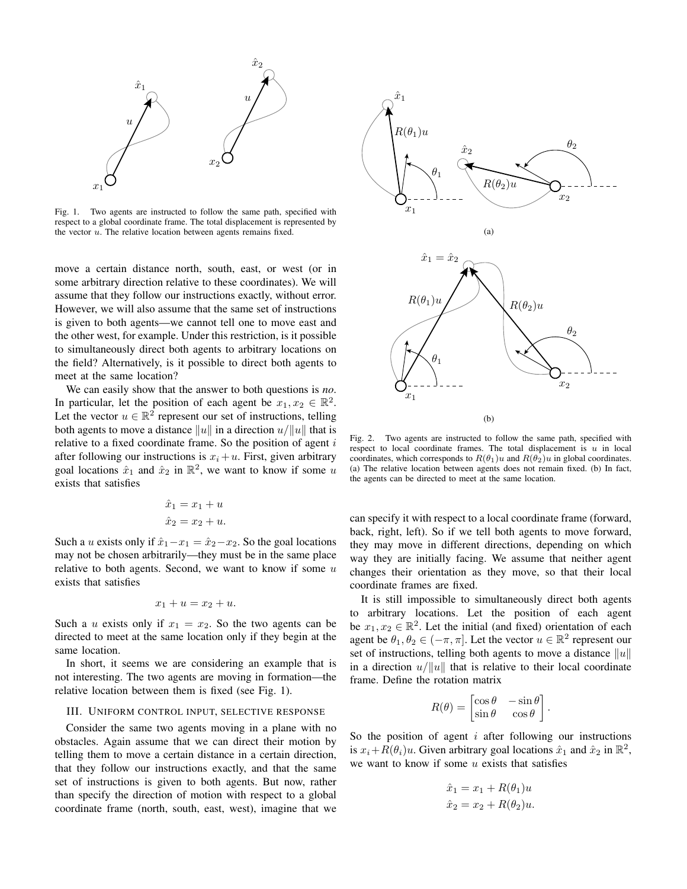Fig. 1. Two agents are instructed to follow the same path, specified with respect to a global coordinate frame. The total displacement is represented by the vector $u$. The relative location between agents remains fixed.

move a certain distance north, south, east, or west (or in some arbitrary direction relative to these coordinates). We will assume that they follow our instructions exactly, without error. However, we will also assume that the same set of instructions is given to both agents—we cannot tell one to move east and the other west, for example. Under this restriction, is it possible to simultaneously direct both agents to arbitrary locations on the field? Alternatively, is it possible to direct both agents to meet at the same location?

We can easily show that the answer to both questions is *no*. In particular, let the position of each agent be $x_1, x_2 \in \mathbb{R}^2$. Let the vector $u \in \mathbb{R}^2$ represent our set of instructions, telling both agents to move a distance $\|u\|$ in a direction $u/\|u\|$ that is relative to a fixed coordinate frame. So the position of agent $i$ after following our instructions is $x_i + u$. First, given arbitrary goal locations $\hat{x}_1$ and $\hat{x}_2$ in $\mathbb{R}^2$, we want to know if some $u$ exists that satisfies

$$\hat{x}_1 = x_1 + u$$
$$\hat{x}_2 = x_2 + u.$$

Such a $u$ exists only if $\hat{x}_1 - x_1 = \hat{x}_2 - x_2$. So the goal locations may not be chosen arbitrarily—they must be in the same place relative to both agents. Second, we want to know if some $u$ exists that satisfies

$$x_1 + u = x_2 + u.$$

Such a $u$ exists only if $x_1 = x_2$. So the two agents can be directed to meet at the same location only if they begin at the same location.

In short, it seems we are considering an example that is not interesting. The two agents are moving in formation—the relative location between them is fixed (see Fig. 1).

## III. Uniform Control Input, Selective Response

Consider the same two agents moving in a plane with no obstacles. Again assume that we can direct their motion by telling them to move a certain distance in a certain direction, that they follow our instructions exactly, and that the same set of instructions is given to both agents. But now, rather than specify the direction of motion with respect to a global coordinate frame (north, south, east, west), imagine that we can specify it with respect to a local coordinate frame (forward, back, right, left). So if we tell both agents to move forward, they may move in different directions, depending on which way they are initially facing. We assume that neither agent changes their orientation as they move, so that their local coordinate frames are fixed.

Fig. 2. Two agents are instructed to follow the same path, specified with respect to local coordinate frames. The total displacement is $u$ in local coordinates, which corresponds to $R(\theta_1)u$ and $R(\theta_2)u$ in global coordinates. (a) The relative location between agents does not remain fixed. (b) In fact, the agents can be directed to meet at the same location.

It is still impossible to simultaneously direct both agents to arbitrary locations. Let the position of each agent be $x_1, x_2 \in \mathbb{R}^2$. Let the initial (and fixed) orientation of each agent be $\theta_1, \theta_2 \in (-\pi, \pi]$. Let the vector $u \in \mathbb{R}^2$ represent our set of instructions, telling both agents to move a distance $\|u\|$ in a direction $u/\|u\|$ that is relative to their local coordinate frame. Define the rotation matrix

$$R(\theta) = \begin{bmatrix} \cos\theta & -\sin\theta \\ \sin\theta & \cos\theta \end{bmatrix}.$$

So the position of agent $i$ after following our instructions is $x_i + R(\theta_i)u$. Given arbitrary goal locations $\hat{x}_1$ and $\hat{x}_2$ in $\mathbb{R}^2$, we want to know if some $u$ exists that satisfies

$$\hat{x}_1 = x_1 + R(\theta_1)u$$
$$\hat{x}_2 = x_2 + R(\theta_2)u.$$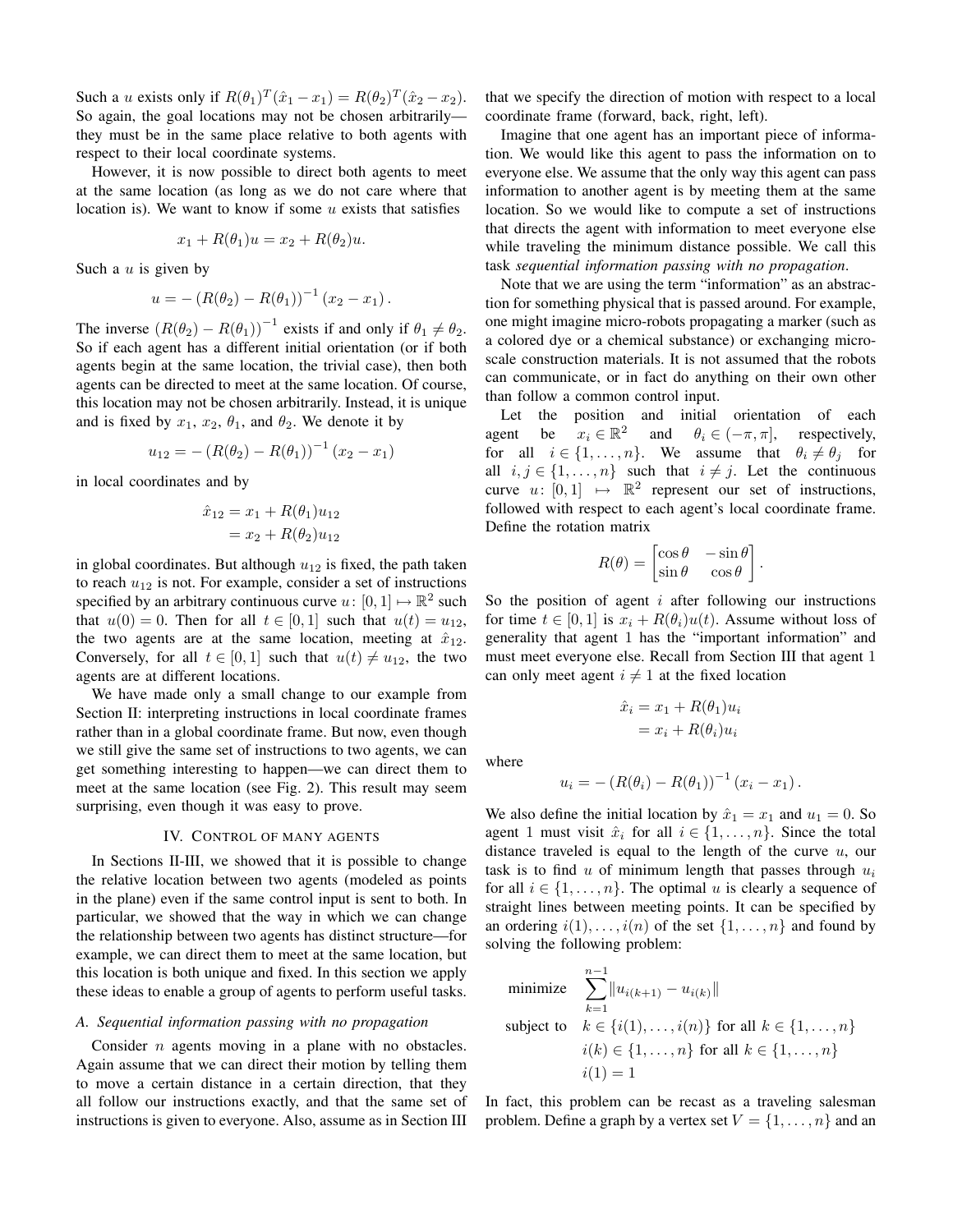Such a $u$ exists only if $R(\theta_1)^T(\hat{x}_1 - x_1) = R(\theta_2)^T(\hat{x}_2 - x_2)$. So again, the goal locations may not be chosen arbitrarily—they must be in the same place relative to both agents with respect to their local coordinate systems.

However, it is now possible to direct both agents to meet at the same location (as long as we do not care where that location is). We want to know if some $u$ exists that satisfies

$$x_1 + R(\theta_1)u = x_2 + R(\theta_2)u.$$

Such a $u$ is given by

$$u = -\left(R(\theta_2) - R(\theta_1)\right)^{-1}(x_2 - x_1).$$

The inverse $\left(R(\theta_2) - R(\theta_1)\right)^{-1}$ exists if and only if $\theta_1 \neq \theta_2$. So if each agent has a different initial orientation (or if both agents begin at the same location, the trivial case), then both agents can be directed to meet at the same location. Of course, this location may not be chosen arbitrarily. Instead, it is unique and is fixed by $x_1$, $x_2$, $\theta_1$, and $\theta_2$. We denote it by

$$u_{12} = -\left(R(\theta_2) - R(\theta_1)\right)^{-1}(x_2 - x_1)$$

in local coordinates and by

$$\begin{aligned}\hat{x}_{12} &= x_1 + R(\theta_1)u_{12} \\ &= x_2 + R(\theta_2)u_{12}\end{aligned}$$

in global coordinates. But although $u_{12}$ is fixed, the path taken to reach $u_{12}$ is not. For example, consider a set of instructions specified by an arbitrary continuous curve $u\colon [0,1] \mapsto \mathbb{R}^2$ such that $u(0) = 0$. Then for all $t \in [0,1]$ such that $u(t) = u_{12}$, the two agents are at the same location, meeting at $\hat{x}_{12}$. Conversely, for all $t \in [0,1]$ such that $u(t) \neq u_{12}$, the two agents are at different locations.

We have made only a small change to our example from Section II: interpreting instructions in local coordinate frames rather than in a global coordinate frame. But now, even though we still give the same set of instructions to two agents, we can get something interesting to happen—we can direct them to meet at the same location (see Fig. 2). This result may seem surprising, even though it was easy to prove.

## IV. Control of Many Agents

In Sections II-III, we showed that it is possible to change the relative location between two agents (modeled as points in the plane) even if the same control input is sent to both. In particular, we showed that the way in which we can change the relationship between two agents has distinct structure—for example, we can direct them to meet at the same location, but this location is both unique and fixed. In this section we apply these ideas to enable a group of agents to perform useful tasks.

### A. Sequential information passing with no propagation

Consider $n$ agents moving in a plane with no obstacles. Again assume that we can direct their motion by telling them to move a certain distance in a certain direction, that they all follow our instructions exactly, and that the same set of instructions is given to everyone. Also, assume as in Section III that we specify the direction of motion with respect to a local coordinate frame (forward, back, right, left).

Imagine that one agent has an important piece of information. We would like this agent to pass the information on to everyone else. We assume that the only way this agent can pass information to another agent is by meeting them at the same location. So we would like to compute a set of instructions that directs the agent with information to meet everyone else while traveling the minimum distance possible. We call this task *sequential information passing with no propagation*.

Note that we are using the term "information" as an abstraction for something physical that is passed around. For example, one might imagine micro-robots propagating a marker (such as a colored dye or a chemical substance) or exchanging micro-scale construction materials. It is not assumed that the robots can communicate, or in fact do anything on their own other than follow a common control input.

Let the position and initial orientation of each agent be $x_i \in \mathbb{R}^2$ and $\theta_i \in (-\pi, \pi]$, respectively, for all $i \in \{1, \ldots, n\}$. We assume that $\theta_i \neq \theta_j$ for all $i, j \in \{1, \ldots, n\}$ such that $i \neq j$. Let the continuous curve $u\colon [0,1] \mapsto \mathbb{R}^2$ represent our set of instructions, followed with respect to each agent's local coordinate frame. Define the rotation matrix

$$R(\theta) = \begin{bmatrix} \cos\theta & -\sin\theta \\ \sin\theta & \cos\theta \end{bmatrix}.$$

So the position of agent $i$ after following our instructions for time $t \in [0,1]$ is $x_i + R(\theta_i)u(t)$. Assume without loss of generality that agent 1 has the "important information" and must meet everyone else. Recall from Section III that agent 1 can only meet agent $i \neq 1$ at the fixed location

$$\begin{aligned}\hat{x}_i &= x_1 + R(\theta_1)u_i \\ &= x_i + R(\theta_i)u_i\end{aligned}$$

where

$$u_i = -\left(R(\theta_i) - R(\theta_1)\right)^{-1}(x_i - x_1).$$

We also define the initial location by $\hat{x}_1 = x_1$ and $u_1 = 0$. So agent 1 must visit $\hat{x}_i$ for all $i \in \{1, \ldots, n\}$. Since the total distance traveled is equal to the length of the curve $u$, our task is to find $u$ of minimum length that passes through $u_i$ for all $i \in \{1, \ldots, n\}$. The optimal $u$ is clearly a sequence of straight lines between meeting points. It can be specified by an ordering $i(1), \ldots, i(n)$ of the set $\{1, \ldots, n\}$ and found by solving the following problem:

$$\begin{aligned}\text{minimize} \quad & \sum_{k=1}^{n-1} \| u_{i(k+1)} - u_{i(k)} \| \\ \text{subject to} \quad & k \in \{i(1), \ldots, i(n)\} \text{ for all } k \in \{1, \ldots, n\} \\ & i(k) \in \{1, \ldots, n\} \text{ for all } k \in \{1, \ldots, n\} \\ & i(1) = 1\end{aligned}$$

In fact, this problem can be recast as a traveling salesman problem. Define a graph by a vertex set $V = \{1, \ldots, n\}$ and an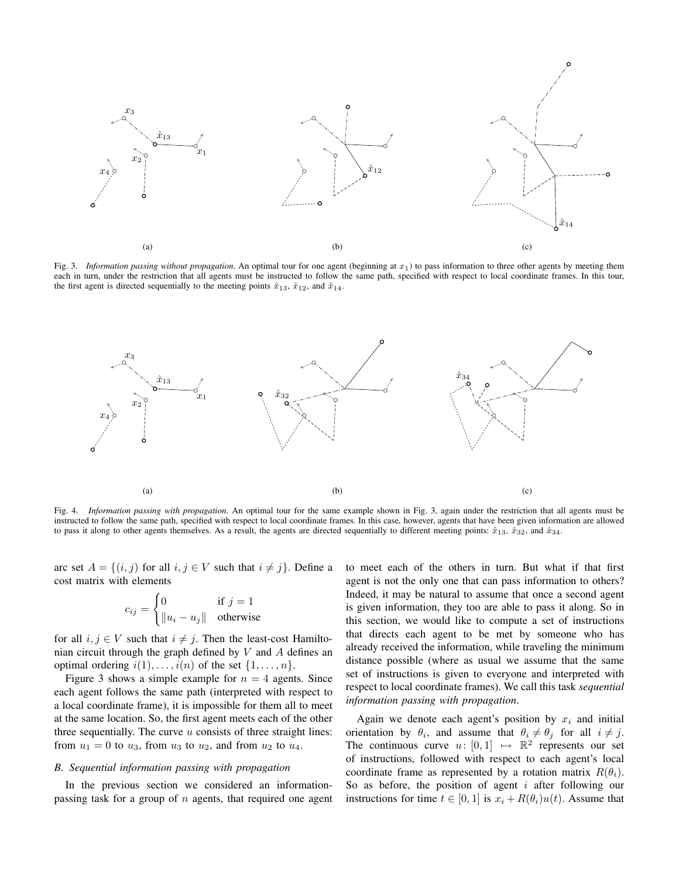(a)

(b)

(c)

Fig. 3. *Information passing without propagation.* An optimal tour for one agent (beginning at $x_1$) to pass information to three other agents by meeting them each in turn, under the restriction that all agents must be instructed to follow the same path, specified with respect to local coordinate frames. In this tour, the first agent is directed sequentially to the meeting points $\hat{x}_{13}$, $\hat{x}_{12}$, and $\hat{x}_{14}$.

(a)

(b)

(c)

Fig. 4. *Information passing with propagation.* An optimal tour for the same example shown in Fig. 3, again under the restriction that all agents must be instructed to follow the same path, specified with respect to local coordinate frames. In this case, however, agents that have been given information are allowed to pass it along to other agents themselves. As a result, the agents are directed sequentially to different meeting points: $\hat{x}_{13}$, $\hat{x}_{32}$, and $\hat{x}_{34}$.

arc set $A = \{(i, j) \text{ for all } i, j \in V \text{ such that } i \neq j\}$. Define a cost matrix with elements

$$c_{ij} = \begin{cases} 0 & \text{if } j = 1 \\ \|u_i - u_j\| & \text{otherwise} \end{cases}$$

for all $i, j \in V$ such that $i \neq j$. Then the least-cost Hamiltonian circuit through the graph defined by $V$ and $A$ defines an optimal ordering $i(1), \ldots, i(n)$ of the set $\{1, \ldots, n\}$.

Figure 3 shows a simple example for $n = 4$ agents. Since each agent follows the same path (interpreted with respect to a local coordinate frame), it is impossible for them all to meet at the same location. So, the first agent meets each of the other three sequentially. The curve $u$ consists of three straight lines: from $u_1 = 0$ to $u_3$, from $u_3$ to $u_2$, and from $u_2$ to $u_4$.

### B. Sequential information passing with propagation

In the previous section we considered an information-passing task for a group of $n$ agents, that required one agent to meet each of the others in turn. But what if that first agent is not the only one that can pass information to others? Indeed, it may be natural to assume that once a second agent is given information, they too are able to pass it along. So in this section, we would like to compute a set of instructions that directs each agent to be met by someone who has already received the information, while traveling the minimum distance possible (where as usual we assume that the same set of instructions is given to everyone and interpreted with respect to local coordinate frames). We call this task *sequential information passing with propagation*.

Again we denote each agent's position by $x_i$ and initial orientation by $\theta_i$, and assume that $\theta_i \neq \theta_j$ for all $i \neq j$. The continuous curve $u \colon [0, 1] \mapsto \mathbb{R}^2$ represents our set of instructions, followed with respect to each agent's local coordinate frame as represented by a rotation matrix $R(\theta_i)$. So as before, the position of agent $i$ after following our instructions for time $t \in [0, 1]$ is $x_i + R(\theta_i)u(t)$. Assume that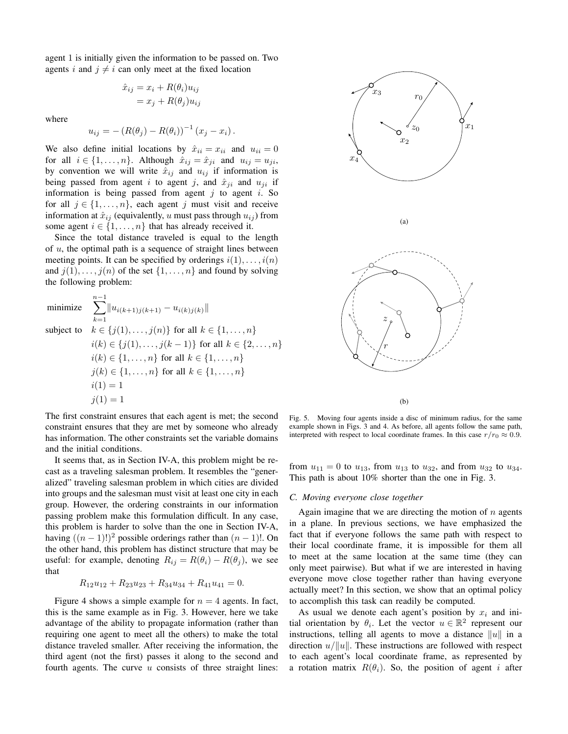agent 1 is initially given the information to be passed on. Two agents $i$ and $j \neq i$ can only meet at the fixed location

$$\begin{aligned} \hat{x}_{ij} &= x_i + R(\theta_i) u_{ij} \\ &= x_j + R(\theta_j) u_{ij} \end{aligned}$$

where

$$u_{ij} = -\left(R(\theta_j) - R(\theta_i)\right)^{-1}(x_j - x_i).$$

We also define initial locations by $\hat{x}_{ii} = x_{ii}$ and $u_{ii} = 0$ for all $i \in \{1, \ldots, n\}$. Although $\hat{x}_{ij} = \hat{x}_{ji}$ and $u_{ij} = u_{ji}$, by convention we will write $\hat{x}_{ij}$ and $u_{ij}$ if information is being passed from agent $i$ to agent $j$, and $\hat{x}_{ji}$ and $u_{ji}$ if information is being passed from agent $j$ to agent $i$. So for all $j \in \{1, \ldots, n\}$, each agent $j$ must visit and receive information at $\hat{x}_{ij}$ (equivalently, $u$ must pass through $u_{ij}$) from some agent $i \in \{1, \ldots, n\}$ that has already received it.

Since the total distance traveled is equal to the length of $u$, the optimal path is a sequence of straight lines between meeting points. It can be specified by orderings $i(1), \ldots, i(n)$ and $j(1), \ldots, j(n)$ of the set $\{1, \ldots, n\}$ and found by solving the following problem:

$$\begin{aligned} \text{minimize} \quad & \sum_{k=1}^{n-1} \| u_{i(k+1)j(k+1)} - u_{i(k)j(k)} \| \\ \text{subject to} \quad & k \in \{j(1), \ldots, j(n)\} \text{ for all } k \in \{1, \ldots, n\} \\ & i(k) \in \{j(1), \ldots, j(k-1)\} \text{ for all } k \in \{2, \ldots, n\} \\ & i(k) \in \{1, \ldots, n\} \text{ for all } k \in \{1, \ldots, n\} \\ & j(k) \in \{1, \ldots, n\} \text{ for all } k \in \{1, \ldots, n\} \\ & i(1) = 1 \\ & j(1) = 1 \end{aligned}$$

The first constraint ensures that each agent is met; the second constraint ensures that they are met by someone who already has information. The other constraints set the variable domains and the initial conditions.

It seems that, as in Section IV-A, this problem might be recast as a traveling salesman problem. It resembles the "generalized" traveling salesman problem in which cities are divided into groups and the salesman must visit at least one city in each group. However, the ordering constraints in our information passing problem make this formulation difficult. In any case, this problem is harder to solve than the one in Section IV-A, having $((n-1)!)^2$ possible orderings rather than $(n-1)!$. On the other hand, this problem has distinct structure that may be useful: for example, denoting $R_{ij} = R(\theta_i) - R(\theta_j)$, we see that

$$R_{12}u_{12} + R_{23}u_{23} + R_{34}u_{34} + R_{41}u_{41} = 0.$$

Figure 4 shows a simple example for $n = 4$ agents. In fact, this is the same example as in Fig. 3. However, here we take advantage of the ability to propagate information (rather than requiring one agent to meet all the others) to make the total distance traveled smaller. After receiving the information, the third agent (not the first) passes it along to the second and fourth agents. The curve $u$ consists of three straight lines: from $u_{11} = 0$ to $u_{13}$, from $u_{13}$ to $u_{32}$, and from $u_{32}$ to $u_{34}$. This path is about 10% shorter than the one in Fig. 3.

$x_3$ $r_0$ $x_1$ $z_0$ $x_2$ $x_4$

(a)

$z$ $r$

(b)

Fig. 5. Moving four agents inside a disc of minimum radius, for the same example shown in Figs. 3 and 4. As before, all agents follow the same path, interpreted with respect to local coordinate frames. In this case $r/r_0 \approx 0.9$.

### C. Moving everyone close together

Again imagine that we are directing the motion of $n$ agents in a plane. In previous sections, we have emphasized the fact that if everyone follows the same path with respect to their local coordinate frame, it is impossible for them all to meet at the same location at the same time (they can only meet pairwise). But what if we are interested in having everyone move close together rather than having everyone actually meet? In this section, we show that an optimal policy to accomplish this task can readily be computed.

As usual we denote each agent's position by $x_i$ and initial orientation by $\theta_i$. Let the vector $u \in \mathbb{R}^2$ represent our instructions, telling all agents to move a distance $\|u\|$ in a direction $u/\|u\|$. These instructions are followed with respect to each agent's local coordinate frame, as represented by a rotation matrix $R(\theta_i)$. So, the position of agent $i$ after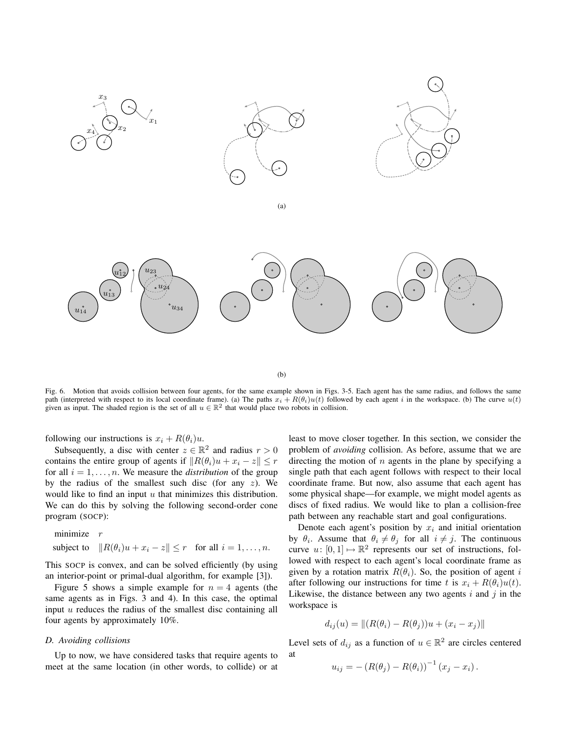x3

x2

x1

x4

(a)

u12

u23

u24

u13

u14

u34

(b)

Fig. 6. Motion that avoids collision between four agents, for the same example shown in Figs. 3-5. Each agent has the same radius, and follows the same path (interpreted with respect to its local coordinate frame). (a) The paths $x_i + R(\theta_i)u(t)$ followed by each agent $i$ in the workspace. (b) The curve $u(t)$ given as input. The shaded region is the set of all $u \in \mathbb{R}^2$ that would place two robots in collision.

following our instructions is $x_i + R(\theta_i)u$.

Subsequently, a disc with center $z \in \mathbb{R}^2$ and radius $r > 0$ contains the entire group of agents if $\|R(\theta_i)u + x_i - z\| \leq r$ for all $i = 1, \ldots, n$. We measure the *distribution* of the group by the radius of the smallest such disc (for any $z$). We would like to find an input $u$ that minimizes this distribution. We can do this by solving the following second-order cone program (SOCP):

$$
\begin{aligned}
\text{minimize} \quad & r \\
\text{subject to} \quad & \|R(\theta_i)u + x_i - z\| \leq r \quad \text{for all } i = 1, \ldots, n.
\end{aligned}
$$

This SOCP is convex, and can be solved efficiently (by using an interior-point or primal-dual algorithm, for example [3]).

Figure 5 shows a simple example for $n = 4$ agents (the same agents as in Figs. 3 and 4). In this case, the optimal input $u$ reduces the radius of the smallest disc containing all four agents by approximately 10%.

### D. Avoiding collisions

Up to now, we have considered tasks that require agents to meet at the same location (in other words, to collide) or at least to move closer together. In this section, we consider the problem of *avoiding* collision. As before, assume that we are directing the motion of $n$ agents in the plane by specifying a single path that each agent follows with respect to their local coordinate frame. But now, also assume that each agent has some physical shape—for example, we might model agents as discs of fixed radius. We would like to plan a collision-free path between any reachable start and goal configurations.

Denote each agent's position by $x_i$ and initial orientation by $\theta_i$. Assume that $\theta_i \neq \theta_j$ for all $i \neq j$. The continuous curve $u\colon [0,1] \mapsto \mathbb{R}^2$ represents our set of instructions, followed with respect to each agent's local coordinate frame as given by a rotation matrix $R(\theta_i)$. So, the position of agent $i$ after following our instructions for time $t$ is $x_i + R(\theta_i)u(t)$. Likewise, the distance between any two agents $i$ and $j$ in the workspace is

$$
d_{ij}(u) = \|(R(\theta_i) - R(\theta_j))u + (x_i - x_j)\|
$$

Level sets of $d_{ij}$ as a function of $u \in \mathbb{R}^2$ are circles centered at

$$
u_{ij} = -\left(R(\theta_j) - R(\theta_i)\right)^{-1}(x_j - x_i).
$$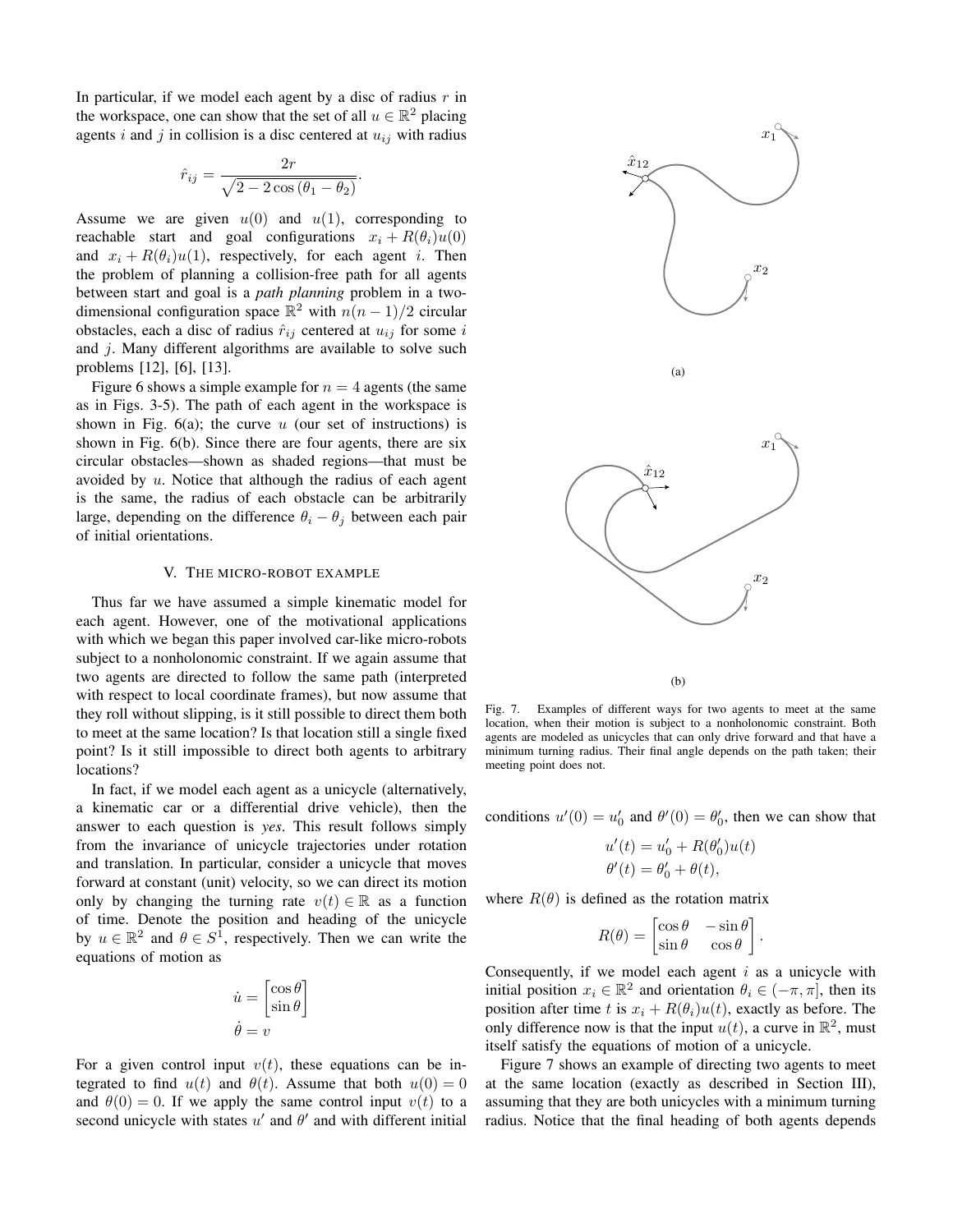In particular, if we model each agent by a disc of radius $r$ in the workspace, one can show that the set of all $u \in \mathbb{R}^2$ placing agents $i$ and $j$ in collision is a disc centered at $u_{ij}$ with radius

$$\hat{r}_{ij} = \frac{2r}{\sqrt{2 - 2\cos(\theta_1 - \theta_2)}}.$$

Assume we are given $u(0)$ and $u(1)$, corresponding to reachable start and goal configurations $x_i + R(\theta_i)u(0)$ and $x_i + R(\theta_i)u(1)$, respectively, for each agent $i$. Then the problem of planning a collision-free path for all agents between start and goal is a *path planning* problem in a two-dimensional configuration space $\mathbb{R}^2$ with $n(n-1)/2$ circular obstacles, each a disc of radius $\hat{r}_{ij}$ centered at $u_{ij}$ for some $i$ and $j$. Many different algorithms are available to solve such problems [12], [6], [13].

Figure 6 shows a simple example for $n = 4$ agents (the same as in Figs. 3-5). The path of each agent in the workspace is shown in Fig. 6(a); the curve $u$ (our set of instructions) is shown in Fig. 6(b). Since there are four agents, there are six circular obstacles—shown as shaded regions—that must be avoided by $u$. Notice that although the radius of each agent is the same, the radius of each obstacle can be arbitrarily large, depending on the difference $\theta_i - \theta_j$ between each pair of initial orientations.

## V. The micro-robot example

Thus far we have assumed a simple kinematic model for each agent. However, one of the motivational applications with which we began this paper involved car-like micro-robots subject to a nonholonomic constraint. If we again assume that two agents are directed to follow the same path (interpreted with respect to local coordinate frames), but now assume that they roll without slipping, is it still possible to direct them both to meet at the same location? Is that location still a single fixed point? Is it still impossible to direct both agents to arbitrary locations?

In fact, if we model each agent as a unicycle (alternatively, a kinematic car or a differential drive vehicle), then the answer to each question is *yes*. This result follows simply from the invariance of unicycle trajectories under rotation and translation. In particular, consider a unicycle that moves forward at constant (unit) velocity, so we can direct its motion only by changing the turning rate $v(t) \in \mathbb{R}$ as a function of time. Denote the position and heading of the unicycle by $u \in \mathbb{R}^2$ and $\theta \in S^1$, respectively. Then we can write the equations of motion as

$$\dot{u} = \begin{bmatrix} \cos\theta \\ \sin\theta \end{bmatrix}$$
$$\dot{\theta} = v$$

For a given control input $v(t)$, these equations can be integrated to find $u(t)$ and $\theta(t)$. Assume that both $u(0) = 0$ and $\theta(0) = 0$. If we apply the same control input $v(t)$ to a second unicycle with states $u'$ and $\theta'$ and with different initial conditions $u'(0) = u'_0$ and $\theta'(0) = \theta'_0$, then we can show that

$$u'(t) = u'_0 + R(\theta'_0)u(t)$$
$$\theta'(t) = \theta'_0 + \theta(t),$$

where $R(\theta)$ is defined as the rotation matrix

$$R(\theta) = \begin{bmatrix} \cos\theta & -\sin\theta \\ \sin\theta & \cos\theta \end{bmatrix}.$$

Consequently, if we model each agent $i$ as a unicycle with initial position $x_i \in \mathbb{R}^2$ and orientation $\theta_i \in (-\pi, \pi]$, then its position after time $t$ is $x_i + R(\theta_i)u(t)$, exactly as before. The only difference now is that the input $u(t)$, a curve in $\mathbb{R}^2$, must itself satisfy the equations of motion of a unicycle.

Figure 7 shows an example of directing two agents to meet at the same location (exactly as described in Section III), assuming that they are both unicycles with a minimum turning radius. Notice that the final heading of both agents depends

$x_1$

$\hat{x}_{12}$

$x_2$

(a)

$x_1$

$\hat{x}_{12}$

$x_2$

(b)

Fig. 7. Examples of different ways for two agents to meet at the same location, when their motion is subject to a nonholonomic constraint. Both agents are modeled as unicycles that can only drive forward and that have a minimum turning radius. Their final angle depends on the path taken; their meeting point does not.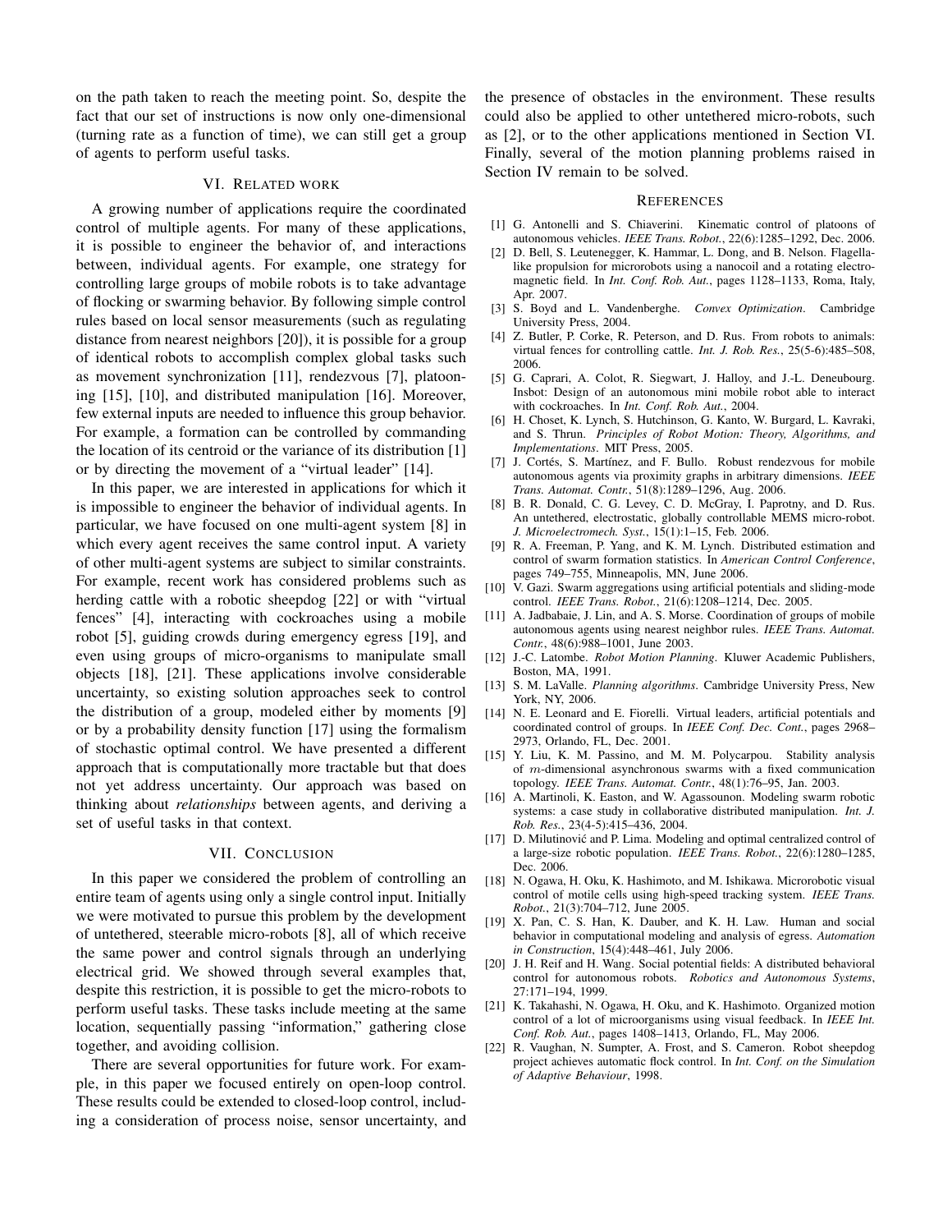on the path taken to reach the meeting point. So, despite the fact that our set of instructions is now only one-dimensional (turning rate as a function of time), we can still get a group of agents to perform useful tasks.

## VI. Related work

A growing number of applications require the coordinated control of multiple agents. For many of these applications, it is possible to engineer the behavior of, and interactions between, individual agents. For example, one strategy for controlling large groups of mobile robots is to take advantage of flocking or swarming behavior. By following simple control rules based on local sensor measurements (such as regulating distance from nearest neighbors [20]), it is possible for a group of identical robots to accomplish complex global tasks such as movement synchronization [11], rendezvous [7], platooning [15], [10], and distributed manipulation [16]. Moreover, few external inputs are needed to influence this group behavior. For example, a formation can be controlled by commanding the location of its centroid or the variance of its distribution [1] or by directing the movement of a "virtual leader" [14].

In this paper, we are interested in applications for which it is impossible to engineer the behavior of individual agents. In particular, we have focused on one multi-agent system [8] in which every agent receives the same control input. A variety of other multi-agent systems are subject to similar constraints. For example, recent work has considered problems such as herding cattle with a robotic sheepdog [22] or with "virtual fences" [4], interacting with cockroaches using a mobile robot [5], guiding crowds during emergency egress [19], and even using groups of micro-organisms to manipulate small objects [18], [21]. These applications involve considerable uncertainty, so existing solution approaches seek to control the distribution of a group, modeled either by moments [9] or by a probability density function [17] using the formalism of stochastic optimal control. We have presented a different approach that is computationally more tractable but that does not yet address uncertainty. Our approach was based on thinking about *relationships* between agents, and deriving a set of useful tasks in that context.

## VII. Conclusion

In this paper we considered the problem of controlling an entire team of agents using only a single control input. Initially we were motivated to pursue this problem by the development of untethered, steerable micro-robots [8], all of which receive the same power and control signals through an underlying electrical grid. We showed through several examples that, despite this restriction, it is possible to get the micro-robots to perform useful tasks. These tasks include meeting at the same location, sequentially passing "information," gathering close together, and avoiding collision.

There are several opportunities for future work. For example, in this paper we focused entirely on open-loop control. These results could be extended to closed-loop control, including a consideration of process noise, sensor uncertainty, and the presence of obstacles in the environment. These results could also be applied to other untethered micro-robots, such as [2], or to the other applications mentioned in Section VI. Finally, several of the motion planning problems raised in Section IV remain to be solved.

## References

[1] G. Antonelli and S. Chiaverini. Kinematic control of platoons of autonomous vehicles. *IEEE Trans. Robot.*, 22(6):1285–1292, Dec. 2006.

[2] D. Bell, S. Leutenegger, K. Hammar, L. Dong, and B. Nelson. Flagella-like propulsion for microrobots using a nanocoil and a rotating electromagnetic field. In *Int. Conf. Rob. Aut.*, pages 1128–1133, Roma, Italy, Apr. 2007.

[3] S. Boyd and L. Vandenberghe. *Convex Optimization*. Cambridge University Press, 2004.

[4] Z. Butler, P. Corke, R. Peterson, and D. Rus. From robots to animals: virtual fences for controlling cattle. *Int. J. Rob. Res.*, 25(5-6):485–508, 2006.

[5] G. Caprari, A. Colot, R. Siegwart, J. Halloy, and J.-L. Deneubourg. Insbot: Design of an autonomous mini mobile robot able to interact with cockroaches. In *Int. Conf. Rob. Aut.*, 2004.

[6] H. Choset, K. Lynch, S. Hutchinson, G. Kanto, W. Burgard, L. Kavraki, and S. Thrun. *Principles of Robot Motion: Theory, Algorithms, and Implementations*. MIT Press, 2005.

[7] J. Cortés, S. Martínez, and F. Bullo. Robust rendezvous for mobile autonomous agents via proximity graphs in arbitrary dimensions. *IEEE Trans. Automat. Contr.*, 51(8):1289–1296, Aug. 2006.

[8] B. R. Donald, C. G. Levey, C. D. McGray, I. Paprotny, and D. Rus. An untethered, electrostatic, globally controllable MEMS micro-robot. *J. Microelectromech. Syst.*, 15(1):1–15, Feb. 2006.

[9] R. A. Freeman, P. Yang, and K. M. Lynch. Distributed estimation and control of swarm formation statistics. In *American Control Conference*, pages 749–755, Minneapolis, MN, June 2006.

[10] V. Gazi. Swarm aggregations using artificial potentials and sliding-mode control. *IEEE Trans. Robot.*, 21(6):1208–1214, Dec. 2005.

[11] A. Jadbabaie, J. Lin, and A. S. Morse. Coordination of groups of mobile autonomous agents using nearest neighbor rules. *IEEE Trans. Automat. Contr.*, 48(6):988–1001, June 2003.

[12] J.-C. Latombe. *Robot Motion Planning*. Kluwer Academic Publishers, Boston, MA, 1991.

[13] S. M. LaValle. *Planning algorithms*. Cambridge University Press, New York, NY, 2006.

[14] N. E. Leonard and E. Fiorelli. Virtual leaders, artificial potentials and coordinated control of groups. In *IEEE Conf. Dec. Cont.*, pages 2968–2973, Orlando, FL, Dec. 2001.

[15] Y. Liu, K. M. Passino, and M. M. Polycarpou. Stability analysis of $m$-dimensional asynchronous swarms with a fixed communication topology. *IEEE Trans. Automat. Contr.*, 48(1):76–95, Jan. 2003.

[16] A. Martinoli, K. Easton, and W. Agassounon. Modeling swarm robotic systems: a case study in collaborative distributed manipulation. *Int. J. Rob. Res.*, 23(4-5):415–436, 2004.

[17] D. Milutinović and P. Lima. Modeling and optimal centralized control of a large-size robotic population. *IEEE Trans. Robot.*, 22(6):1280–1285, Dec. 2006.

[18] N. Ogawa, H. Oku, K. Hashimoto, and M. Ishikawa. Microrobotic visual control of motile cells using high-speed tracking system. *IEEE Trans. Robot.*, 21(3):704–712, June 2005.

[19] X. Pan, C. S. Han, K. Dauber, and K. H. Law. Human and social behavior in computational modeling and analysis of egress. *Automation in Construction*, 15(4):448–461, July 2006.

[20] J. H. Reif and H. Wang. Social potential fields: A distributed behavioral control for autonomous robots. *Robotics and Autonomous Systems*, 27:171–194, 1999.

[21] K. Takahashi, N. Ogawa, H. Oku, and K. Hashimoto. Organized motion control of a lot of microorganisms using visual feedback. In *IEEE Int. Conf. Rob. Aut.*, pages 1408–1413, Orlando, FL, May 2006.

[22] R. Vaughan, N. Sumpter, A. Frost, and S. Cameron. Robot sheepdog project achieves automatic flock control. In *Int. Conf. on the Simulation of Adaptive Behaviour*, 1998.